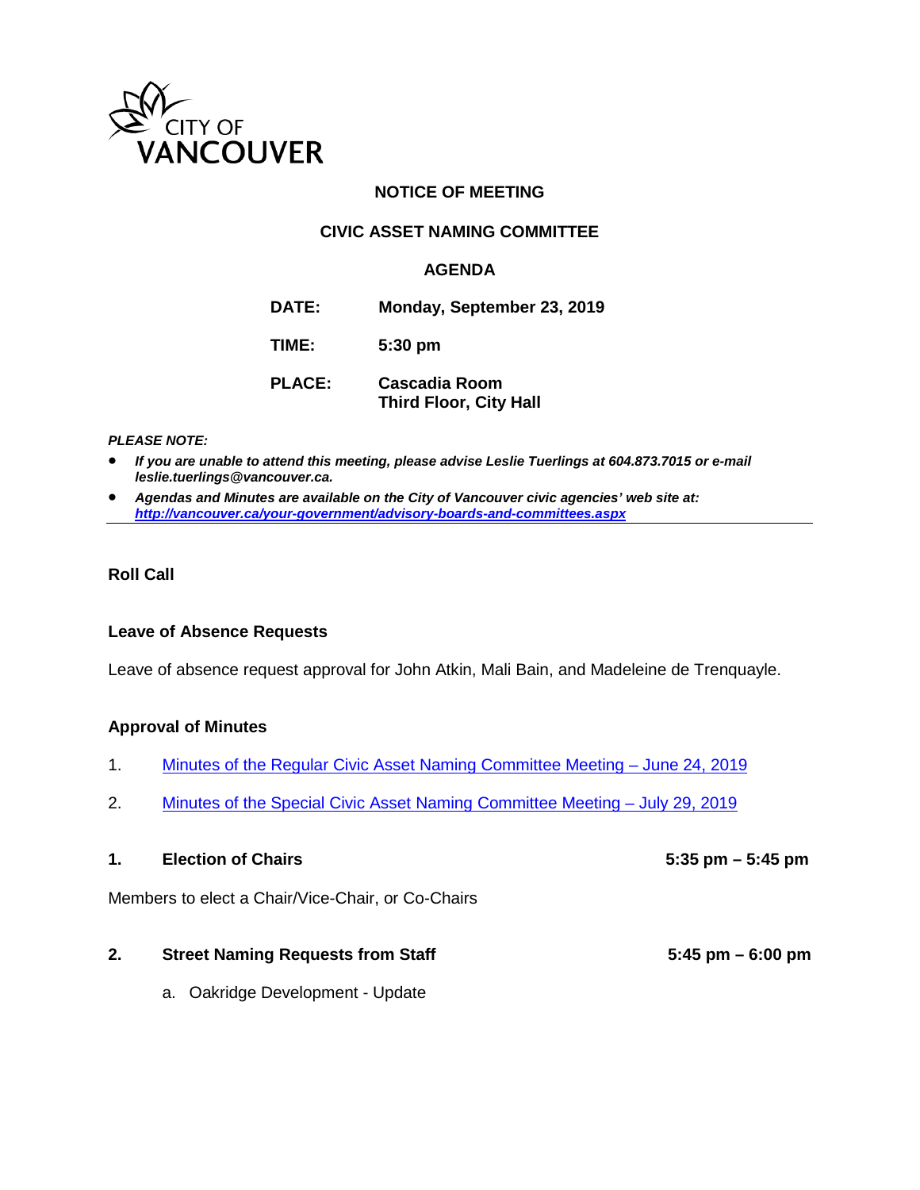CITY OF VANCOUVER

**NOTICE OF MEETING**

**CIVIC ASSET NAMING COMMITTEE**

**AGENDA**

| | |
|---|---|
| **DATE:** | **Monday, September 23, 2019** |
| **TIME:** | **5:30 pm** |
| **PLACE:** | **Cascadia Room** **Third Floor, City Hall** |

***PLEASE NOTE:***

- ***If you are unable to attend this meeting, please advise Leslie Tuerlings at 604.873.7015 or e-mail leslie.tuerlings@vancouver.ca.***
- ***Agendas and Minutes are available on the City of Vancouver civic agencies' web site at: http://vancouver.ca/your-government/advisory-boards-and-committees.aspx***

---

**Roll Call**

**Leave of Absence Requests**

Leave of absence request approval for John Atkin, Mali Bain, and Madeleine de Trenquayle.

**Approval of Minutes**

1. Minutes of the Regular Civic Asset Naming Committee Meeting – June 24, 2019
2. Minutes of the Special Civic Asset Naming Committee Meeting – July 29, 2019

**1. Election of Chairs** **5:35 pm – 5:45 pm**

Members to elect a Chair/Vice-Chair, or Co-Chairs

**2. Street Naming Requests from Staff** **5:45 pm – 6:00 pm**

a. Oakridge Development - Update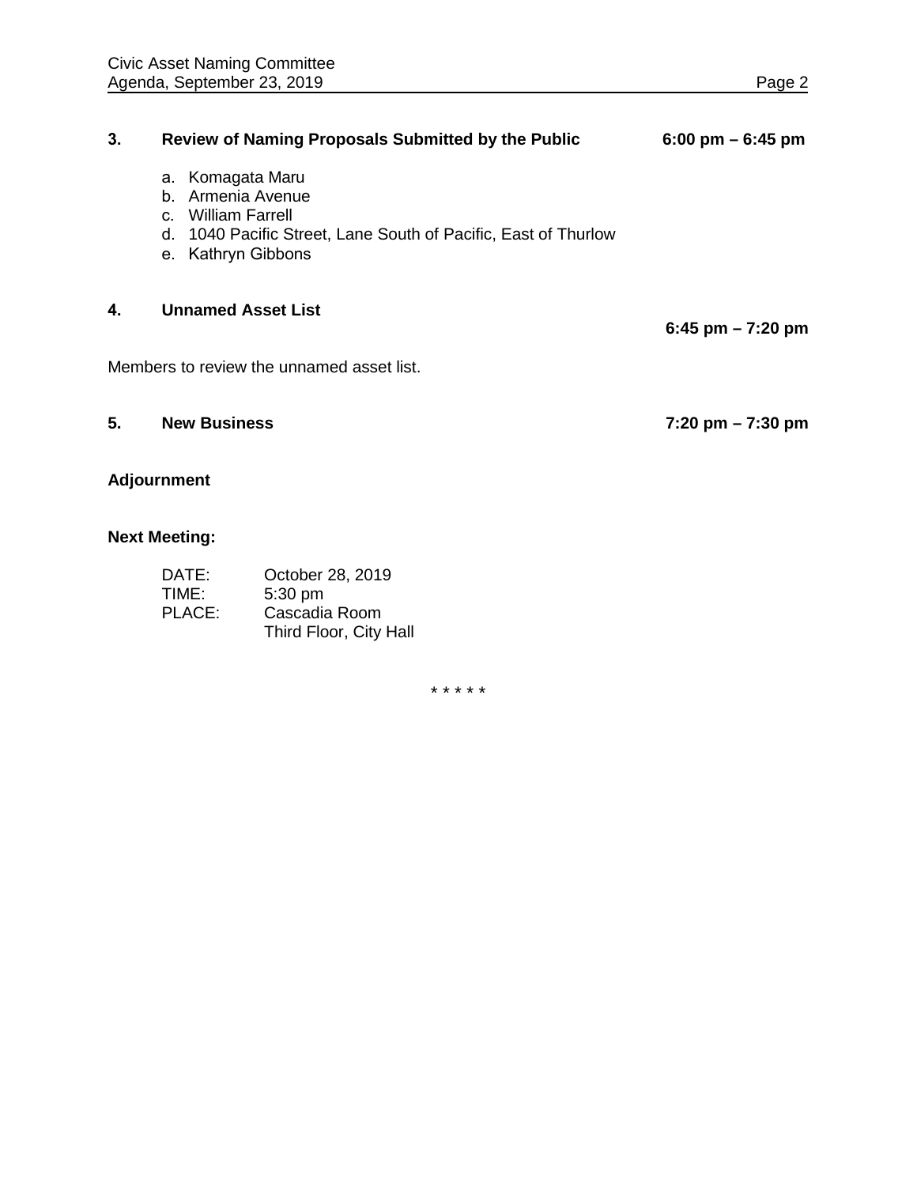**3. Review of Naming Proposals Submitted by the Public** **6:00 pm – 6:45 pm**

a. Komagata Maru
b. Armenia Avenue
c. William Farrell
d. 1040 Pacific Street, Lane South of Pacific, East of Thurlow
e. Kathryn Gibbons

**4. Unnamed Asset List** **6:45 pm – 7:20 pm**

Members to review the unnamed asset list.

**5. New Business** **7:20 pm – 7:30 pm**

**Adjournment**

**Next Meeting:**

DATE: October 28, 2019
TIME: 5:30 pm
PLACE: Cascadia Room
Third Floor, City Hall

* * * * *